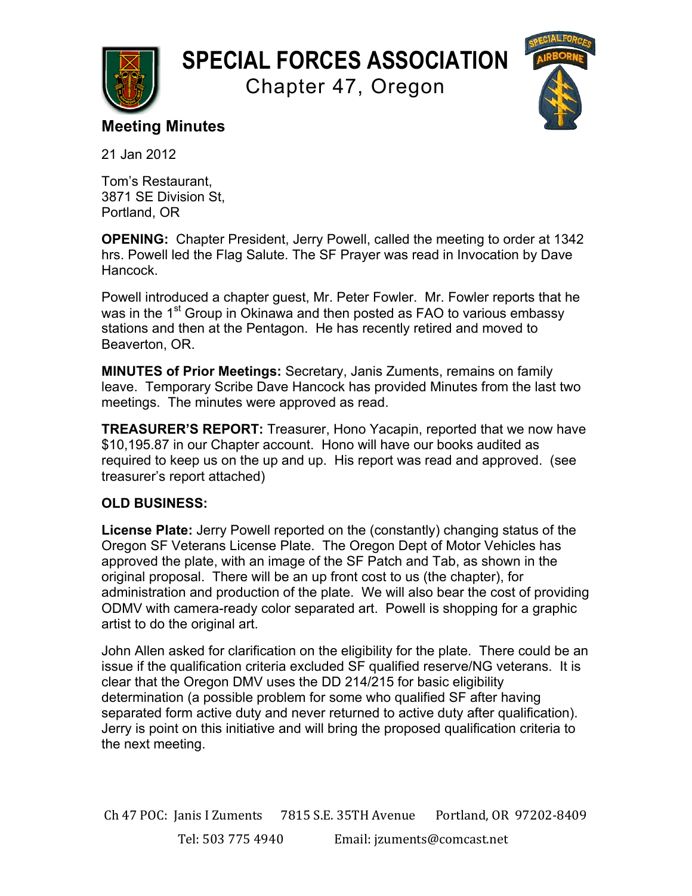# SPECIAL FORCES ASSOCIATION

## Chapter 47, Oregon

### Meeting Minutes

21 Jan 2012

Tom's Restaurant,
3871 SE Division St,
Portland, OR

**OPENING:** Chapter President, Jerry Powell, called the meeting to order at 1342 hrs. Powell led the Flag Salute. The SF Prayer was read in Invocation by Dave Hancock.

Powell introduced a chapter guest, Mr. Peter Fowler. Mr. Fowler reports that he was in the 1st Group in Okinawa and then posted as FAO to various embassy stations and then at the Pentagon. He has recently retired and moved to Beaverton, OR.

**MINUTES of Prior Meetings:** Secretary, Janis Zuments, remains on family leave. Temporary Scribe Dave Hancock has provided Minutes from the last two meetings. The minutes were approved as read.

**TREASURER'S REPORT:** Treasurer, Hono Yacapin, reported that we now have $10,195.87 in our Chapter account. Hono will have our books audited as required to keep us on the up and up. His report was read and approved. (see treasurer's report attached)

**OLD BUSINESS:**

**License Plate:** Jerry Powell reported on the (constantly) changing status of the Oregon SF Veterans License Plate. The Oregon Dept of Motor Vehicles has approved the plate, with an image of the SF Patch and Tab, as shown in the original proposal. There will be an up front cost to us (the chapter), for administration and production of the plate. We will also bear the cost of providing ODMV with camera-ready color separated art. Powell is shopping for a graphic artist to do the original art.

John Allen asked for clarification on the eligibility for the plate. There could be an issue if the qualification criteria excluded SF qualified reserve/NG veterans. It is clear that the Oregon DMV uses the DD 214/215 for basic eligibility determination (a possible problem for some who qualified SF after having separated form active duty and never returned to active duty after qualification). Jerry is point on this initiative and will bring the proposed qualification criteria to the next meeting.

Ch 47 POC: Janis I Zuments 7815 S.E. 35TH Avenue Portland, OR 97202-8409
Tel: 503 775 4940 Email: jzuments@comcast.net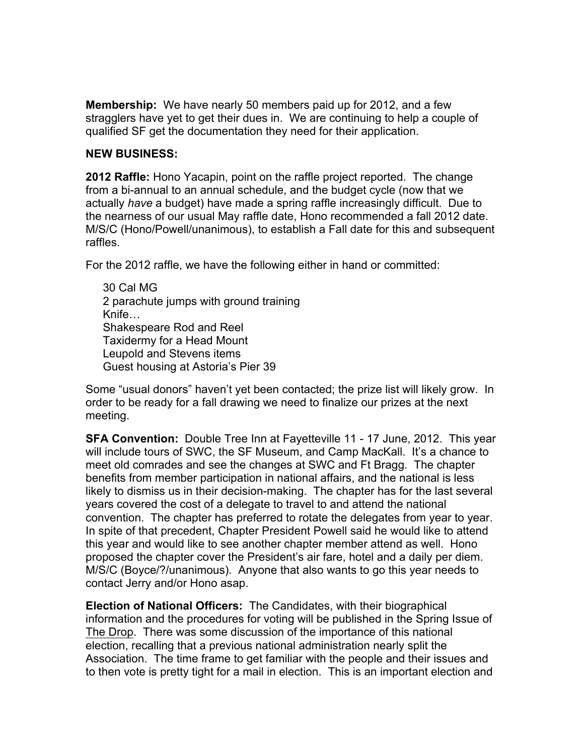**Membership:** We have nearly 50 members paid up for 2012, and a few stragglers have yet to get their dues in. We are continuing to help a couple of qualified SF get the documentation they need for their application.

**NEW BUSINESS:**

**2012 Raffle:** Hono Yacapin, point on the raffle project reported. The change from a bi-annual to an annual schedule, and the budget cycle (now that we actually *have* a budget) have made a spring raffle increasingly difficult. Due to the nearness of our usual May raffle date, Hono recommended a fall 2012 date. M/S/C (Hono/Powell/unanimous), to establish a Fall date for this and subsequent raffles.

For the 2012 raffle, we have the following either in hand or committed:

- 30 Cal MG
- 2 parachute jumps with ground training
- Knife…
- Shakespeare Rod and Reel
- Taxidermy for a Head Mount
- Leupold and Stevens items
- Guest housing at Astoria's Pier 39

Some "usual donors" haven't yet been contacted; the prize list will likely grow. In order to be ready for a fall drawing we need to finalize our prizes at the next meeting.

**SFA Convention:** Double Tree Inn at Fayetteville 11 - 17 June, 2012. This year will include tours of SWC, the SF Museum, and Camp MacKall. It's a chance to meet old comrades and see the changes at SWC and Ft Bragg. The chapter benefits from member participation in national affairs, and the national is less likely to dismiss us in their decision-making. The chapter has for the last several years covered the cost of a delegate to travel to and attend the national convention. The chapter has preferred to rotate the delegates from year to year. In spite of that precedent, Chapter President Powell said he would like to attend this year and would like to see another chapter member attend as well. Hono proposed the chapter cover the President's air fare, hotel and a daily per diem. M/S/C (Boyce/?/unanimous). Anyone that also wants to go this year needs to contact Jerry and/or Hono asap.

**Election of National Officers:** The Candidates, with their biographical information and the procedures for voting will be published in the Spring Issue of The Drop. There was some discussion of the importance of this national election, recalling that a previous national administration nearly split the Association. The time frame to get familiar with the people and their issues and to then vote is pretty tight for a mail in election. This is an important election and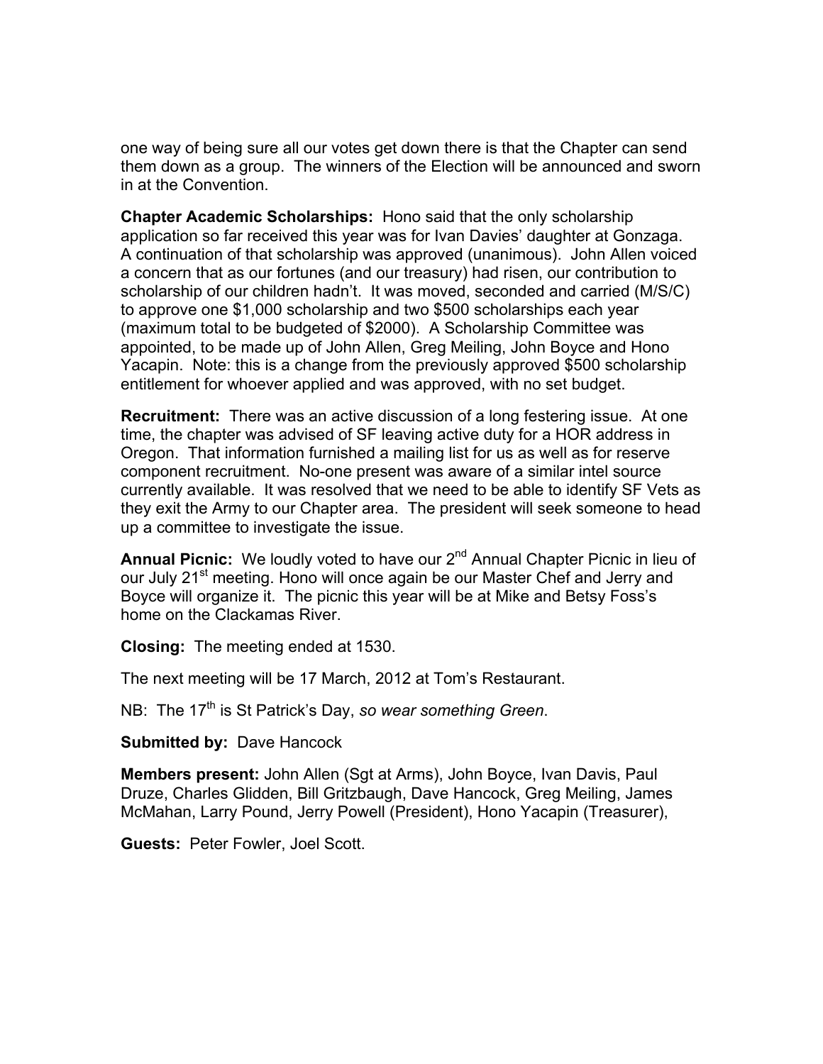one way of being sure all our votes get down there is that the Chapter can send them down as a group. The winners of the Election will be announced and sworn in at the Convention.

**Chapter Academic Scholarships:** Hono said that the only scholarship application so far received this year was for Ivan Davies' daughter at Gonzaga. A continuation of that scholarship was approved (unanimous). John Allen voiced a concern that as our fortunes (and our treasury) had risen, our contribution to scholarship of our children hadn't. It was moved, seconded and carried (M/S/C) to approve one $1,000 scholarship and two $500 scholarships each year (maximum total to be budgeted of $2000). A Scholarship Committee was appointed, to be made up of John Allen, Greg Meiling, John Boyce and Hono Yacapin. Note: this is a change from the previously approved $500 scholarship entitlement for whoever applied and was approved, with no set budget.

**Recruitment:** There was an active discussion of a long festering issue. At one time, the chapter was advised of SF leaving active duty for a HOR address in Oregon. That information furnished a mailing list for us as well as for reserve component recruitment. No-one present was aware of a similar intel source currently available. It was resolved that we need to be able to identify SF Vets as they exit the Army to our Chapter area. The president will seek someone to head up a committee to investigate the issue.

**Annual Picnic:** We loudly voted to have our 2nd Annual Chapter Picnic in lieu of our July 21st meeting. Hono will once again be our Master Chef and Jerry and Boyce will organize it. The picnic this year will be at Mike and Betsy Foss's home on the Clackamas River.

**Closing:** The meeting ended at 1530.

The next meeting will be 17 March, 2012 at Tom's Restaurant.

NB: The 17th is St Patrick's Day, *so wear something Green*.

**Submitted by:** Dave Hancock

**Members present:** John Allen (Sgt at Arms), John Boyce, Ivan Davis, Paul Druze, Charles Glidden, Bill Gritzbaugh, Dave Hancock, Greg Meiling, James McMahan, Larry Pound, Jerry Powell (President), Hono Yacapin (Treasurer),

**Guests:** Peter Fowler, Joel Scott.